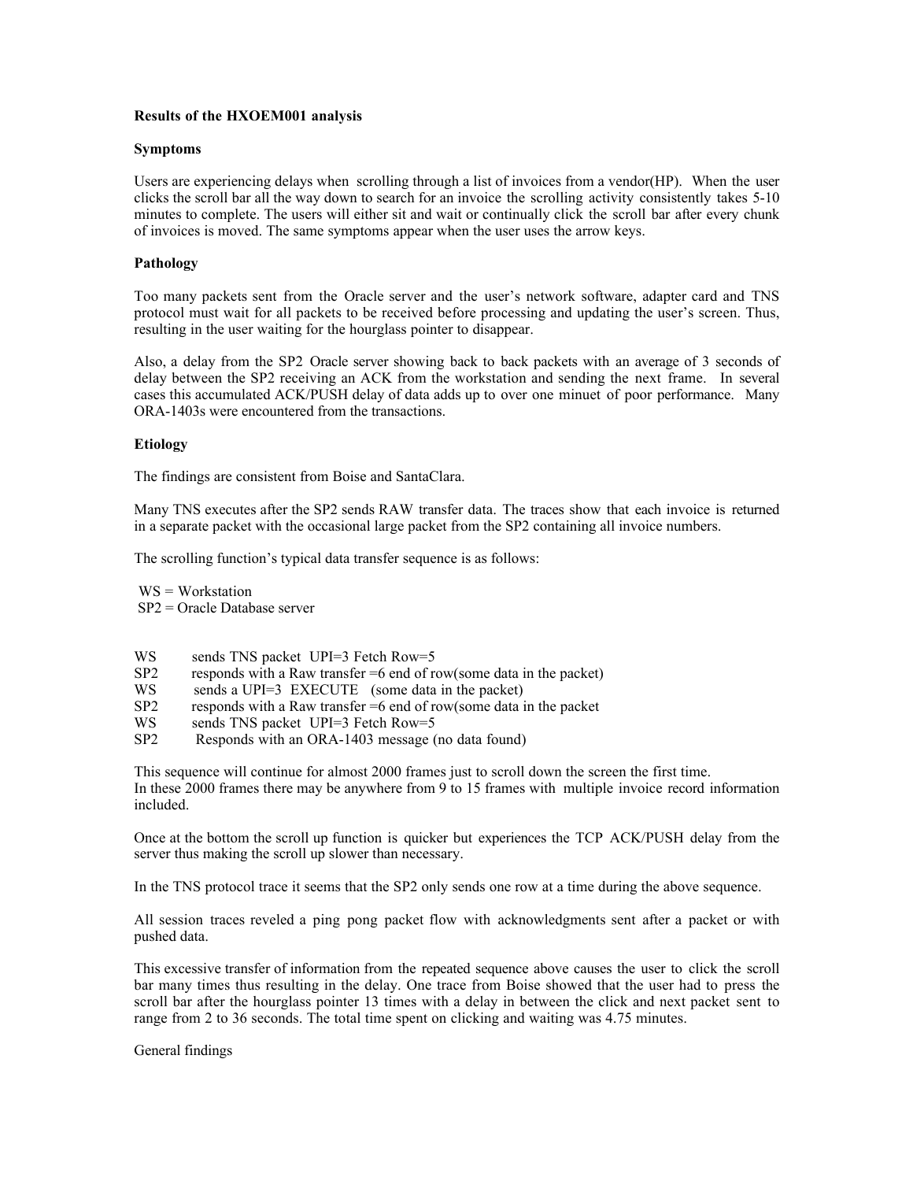**Results of the HXOEM001 analysis**

**Symptoms**

Users are experiencing delays when scrolling through a list of invoices from a vendor(HP). When the user clicks the scroll bar all the way down to search for an invoice the scrolling activity consistently takes 5-10 minutes to complete. The users will either sit and wait or continually click the scroll bar after every chunk of invoices is moved. The same symptoms appear when the user uses the arrow keys.

**Pathology**

Too many packets sent from the Oracle server and the user's network software, adapter card and TNS protocol must wait for all packets to be received before processing and updating the user's screen. Thus, resulting in the user waiting for the hourglass pointer to disappear.

Also, a delay from the SP2 Oracle server showing back to back packets with an average of 3 seconds of delay between the SP2 receiving an ACK from the workstation and sending the next frame. In several cases this accumulated ACK/PUSH delay of data adds up to over one minuet of poor performance. Many ORA-1403s were encountered from the transactions.

**Etiology**

The findings are consistent from Boise and SantaClara.

Many TNS executes after the SP2 sends RAW transfer data. The traces show that each invoice is returned in a separate packet with the occasional large packet from the SP2 containing all invoice numbers.

The scrolling function's typical data transfer sequence is as follows:

WS = Workstation
SP2 = Oracle Database server

WS sends TNS packet UPI=3 Fetch Row=5
SP2 responds with a Raw transfer =6 end of row(some data in the packet)
WS sends a UPI=3 EXECUTE (some data in the packet)
SP2 responds with a Raw transfer =6 end of row(some data in the packet
WS sends TNS packet UPI=3 Fetch Row=5
SP2 Responds with an ORA-1403 message (no data found)

This sequence will continue for almost 2000 frames just to scroll down the screen the first time.
In these 2000 frames there may be anywhere from 9 to 15 frames with multiple invoice record information included.

Once at the bottom the scroll up function is quicker but experiences the TCP ACK/PUSH delay from the server thus making the scroll up slower than necessary.

In the TNS protocol trace it seems that the SP2 only sends one row at a time during the above sequence.

All session traces reveled a ping pong packet flow with acknowledgments sent after a packet or with pushed data.

This excessive transfer of information from the repeated sequence above causes the user to click the scroll bar many times thus resulting in the delay. One trace from Boise showed that the user had to press the scroll bar after the hourglass pointer 13 times with a delay in between the click and next packet sent to range from 2 to 36 seconds. The total time spent on clicking and waiting was 4.75 minutes.

General findings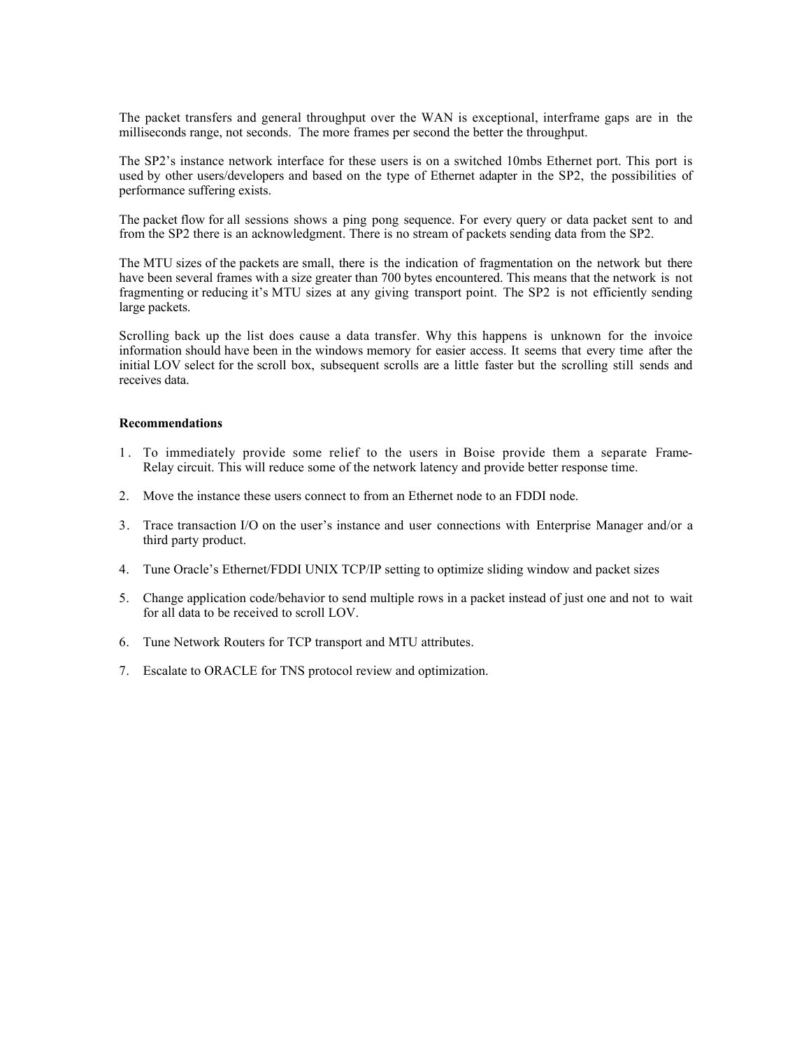The packet transfers and general throughput over the WAN is exceptional, interframe gaps are in the milliseconds range, not seconds. The more frames per second the better the throughput.

The SP2's instance network interface for these users is on a switched 10mbs Ethernet port. This port is used by other users/developers and based on the type of Ethernet adapter in the SP2, the possibilities of performance suffering exists.

The packet flow for all sessions shows a ping pong sequence. For every query or data packet sent to and from the SP2 there is an acknowledgment. There is no stream of packets sending data from the SP2.

The MTU sizes of the packets are small, there is the indication of fragmentation on the network but there have been several frames with a size greater than 700 bytes encountered. This means that the network is not fragmenting or reducing it's MTU sizes at any giving transport point. The SP2 is not efficiently sending large packets.

Scrolling back up the list does cause a data transfer. Why this happens is unknown for the invoice information should have been in the windows memory for easier access. It seems that every time after the initial LOV select for the scroll box, subsequent scrolls are a little faster but the scrolling still sends and receives data.

**Recommendations**

1. To immediately provide some relief to the users in Boise provide them a separate Frame-Relay circuit. This will reduce some of the network latency and provide better response time.

2. Move the instance these users connect to from an Ethernet node to an FDDI node.

3. Trace transaction I/O on the user's instance and user connections with Enterprise Manager and/or a third party product.

4. Tune Oracle's Ethernet/FDDI UNIX TCP/IP setting to optimize sliding window and packet sizes

5. Change application code/behavior to send multiple rows in a packet instead of just one and not to wait for all data to be received to scroll LOV.

6. Tune Network Routers for TCP transport and MTU attributes.

7. Escalate to ORACLE for TNS protocol review and optimization.